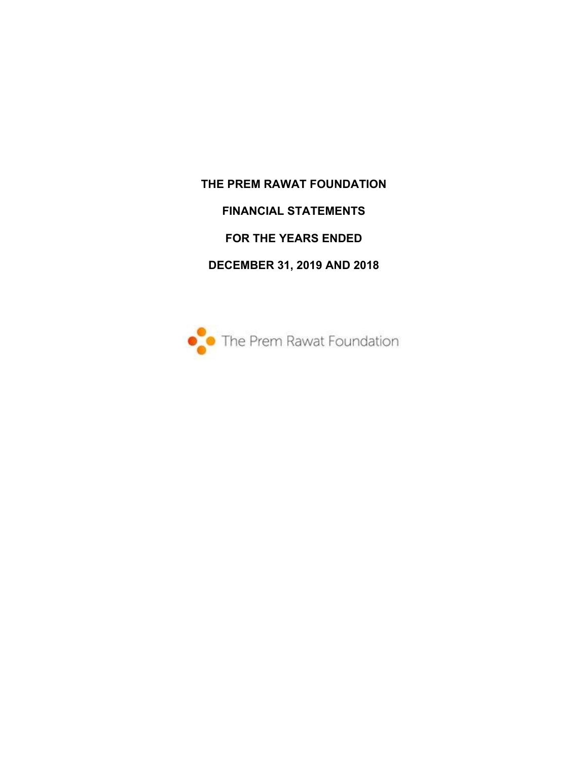# THE PREM RAWAT FOUNDATION

## FINANCIAL STATEMENTS

## FOR THE YEARS ENDED

## DECEMBER 31, 2019 AND 2018

The Prem Rawat Foundation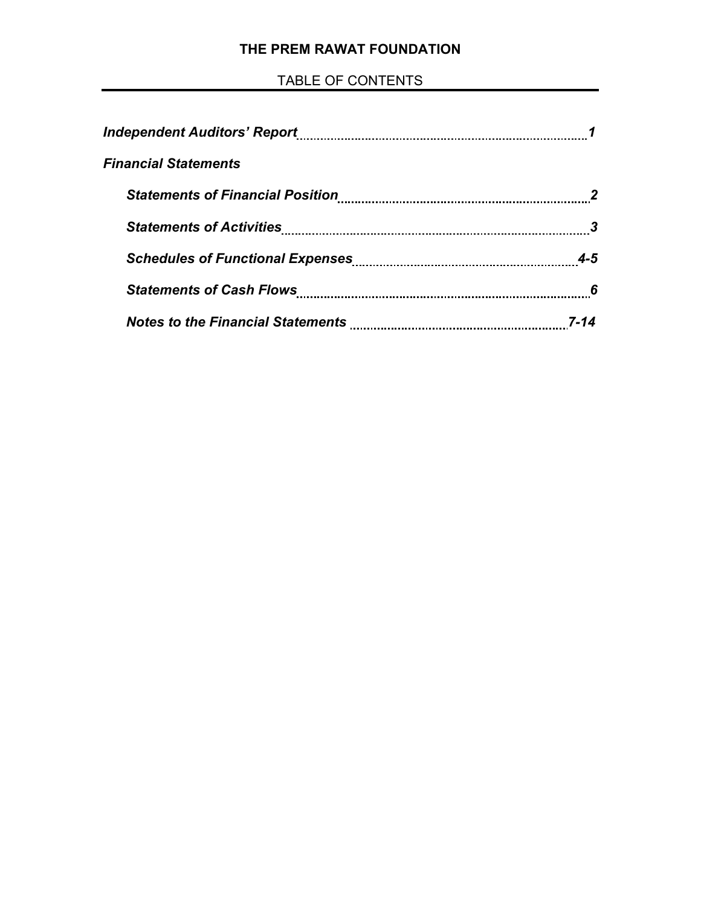# THE PREM RAWAT FOUNDATION

## TABLE OF CONTENTS

| | |
|---|---|
| ***Independent Auditors' Report*** | ***1*** |
| ***Financial Statements*** | |
| ***Statements of Financial Position*** | ***2*** |
| ***Statements of Activities*** | ***3*** |
| ***Schedules of Functional Expenses*** | ***4-5*** |
| ***Statements of Cash Flows*** | ***6*** |
| ***Notes to the Financial Statements*** | ***7-14*** |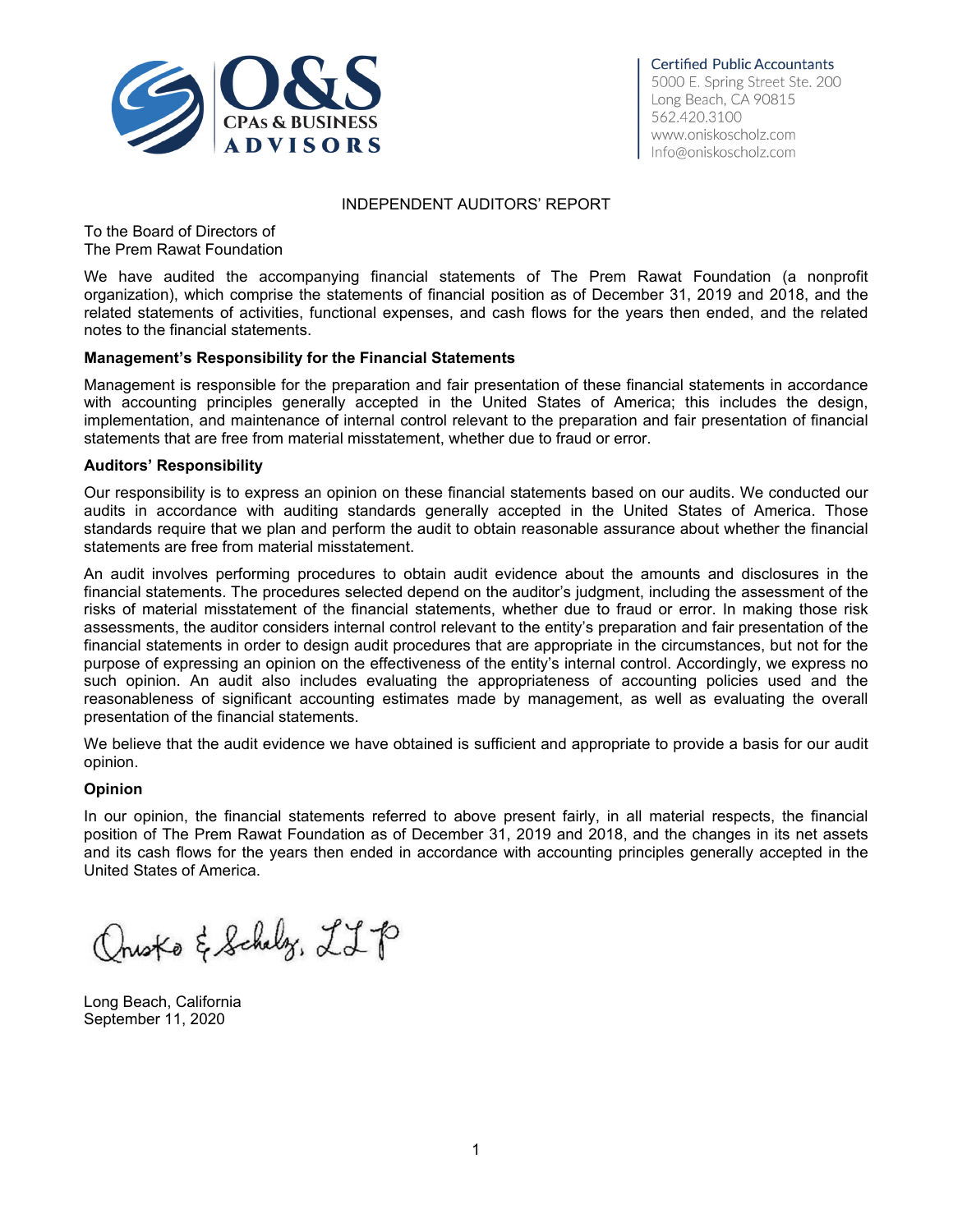Certified Public Accountants
5000 E. Spring Street Ste. 200
Long Beach, CA 90815
562.420.3100
www.oniskoscholz.com
Info@oniskoscholz.com

# INDEPENDENT AUDITORS' REPORT

To the Board of Directors of
The Prem Rawat Foundation

We have audited the accompanying financial statements of The Prem Rawat Foundation (a nonprofit organization), which comprise the statements of financial position as of December 31, 2019 and 2018, and the related statements of activities, functional expenses, and cash flows for the years then ended, and the related notes to the financial statements.

**Management's Responsibility for the Financial Statements**

Management is responsible for the preparation and fair presentation of these financial statements in accordance with accounting principles generally accepted in the United States of America; this includes the design, implementation, and maintenance of internal control relevant to the preparation and fair presentation of financial statements that are free from material misstatement, whether due to fraud or error.

**Auditors' Responsibility**

Our responsibility is to express an opinion on these financial statements based on our audits. We conducted our audits in accordance with auditing standards generally accepted in the United States of America. Those standards require that we plan and perform the audit to obtain reasonable assurance about whether the financial statements are free from material misstatement.

An audit involves performing procedures to obtain audit evidence about the amounts and disclosures in the financial statements. The procedures selected depend on the auditor's judgment, including the assessment of the risks of material misstatement of the financial statements, whether due to fraud or error. In making those risk assessments, the auditor considers internal control relevant to the entity's preparation and fair presentation of the financial statements in order to design audit procedures that are appropriate in the circumstances, but not for the purpose of expressing an opinion on the effectiveness of the entity's internal control. Accordingly, we express no such opinion. An audit also includes evaluating the appropriateness of accounting policies used and the reasonableness of significant accounting estimates made by management, as well as evaluating the overall presentation of the financial statements.

We believe that the audit evidence we have obtained is sufficient and appropriate to provide a basis for our audit opinion.

**Opinion**

In our opinion, the financial statements referred to above present fairly, in all material respects, the financial position of The Prem Rawat Foundation as of December 31, 2019 and 2018, and the changes in its net assets and its cash flows for the years then ended in accordance with accounting principles generally accepted in the United States of America.

Onisko & Scholz, LLP

Long Beach, California
September 11, 2020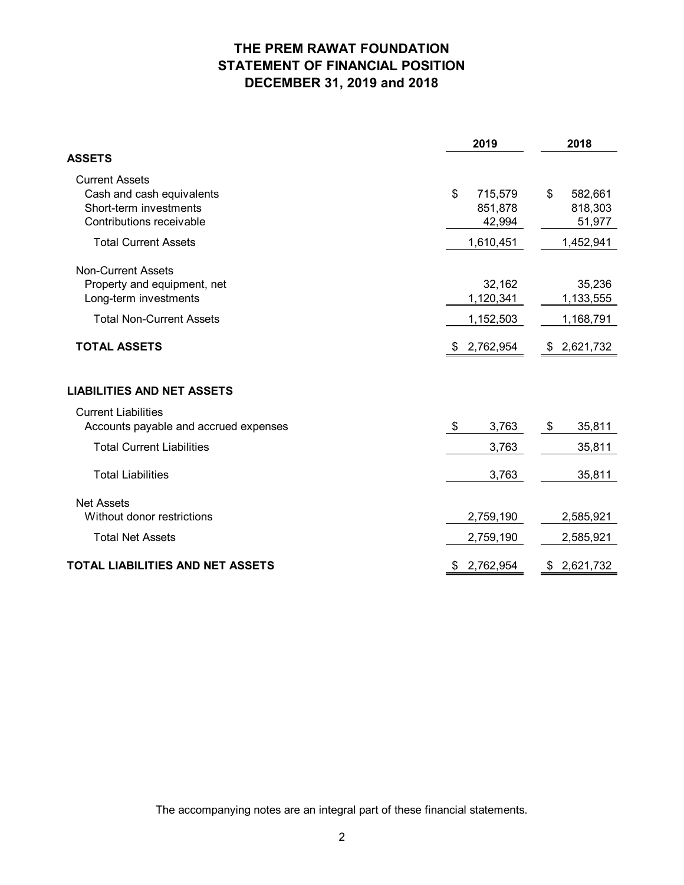# THE PREM RAWAT FOUNDATION
## STATEMENT OF FINANCIAL POSITION
## DECEMBER 31, 2019 and 2018

| | 2019 | 2018 |
|---|---|---|
| **ASSETS** | | |
| Current Assets | | |
| Cash and cash equivalents | $ 715,579 | $ 582,661 |
| Short-term investments | 851,878 | 818,303 |
| Contributions receivable | 42,994 | 51,977 |
| Total Current Assets | 1,610,451 | 1,452,941 |
| Non-Current Assets | | |
| Property and equipment, net | 32,162 | 35,236 |
| Long-term investments | 1,120,341 | 1,133,555 |
| Total Non-Current Assets | 1,152,503 | 1,168,791 |
| **TOTAL ASSETS** | $ 2,762,954 | $ 2,621,732 |
| **LIABILITIES AND NET ASSETS** | | |
| Current Liabilities | | |
| Accounts payable and accrued expenses | $ 3,763 | $ 35,811 |
| Total Current Liabilities | 3,763 | 35,811 |
| Total Liabilities | 3,763 | 35,811 |
| Net Assets | | |
| Without donor restrictions | 2,759,190 | 2,585,921 |
| Total Net Assets | 2,759,190 | 2,585,921 |
| **TOTAL LIABILITIES AND NET ASSETS** | $ 2,762,954 | $ 2,621,732 |

The accompanying notes are an integral part of these financial statements.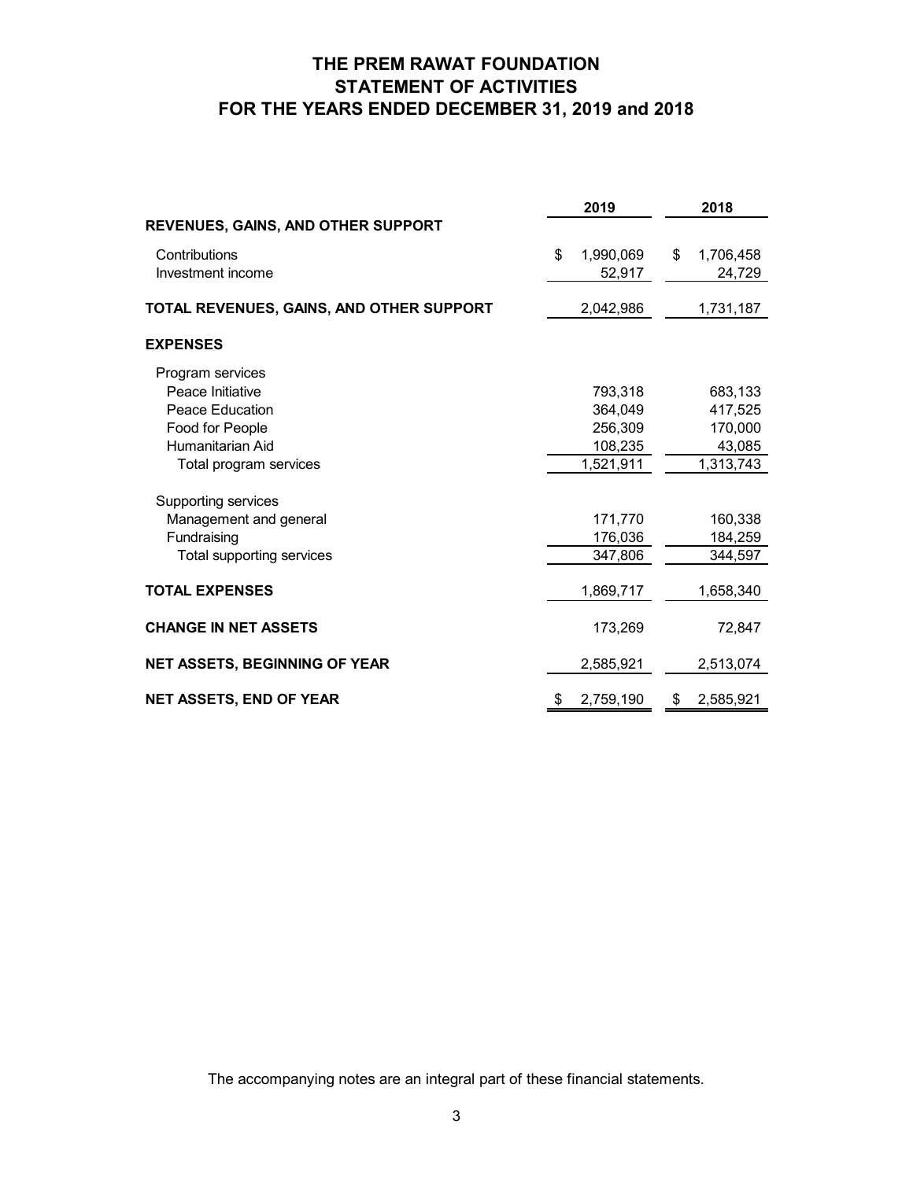# THE PREM RAWAT FOUNDATION
## STATEMENT OF ACTIVITIES
## FOR THE YEARS ENDED DECEMBER 31, 2019 and 2018

| | 2019 | 2018 |
|---|---|---|
| **REVENUES, GAINS, AND OTHER SUPPORT** | | |
| Contributions | $ 1,990,069 | $ 1,706,458 |
| Investment income | 52,917 | 24,729 |
| **TOTAL REVENUES, GAINS, AND OTHER SUPPORT** | 2,042,986 | 1,731,187 |
| **EXPENSES** | | |
| Program services | | |
| Peace Initiative | 793,318 | 683,133 |
| Peace Education | 364,049 | 417,525 |
| Food for People | 256,309 | 170,000 |
| Humanitarian Aid | 108,235 | 43,085 |
| Total program services | 1,521,911 | 1,313,743 |
| Supporting services | | |
| Management and general | 171,770 | 160,338 |
| Fundraising | 176,036 | 184,259 |
| Total supporting services | 347,806 | 344,597 |
| **TOTAL EXPENSES** | 1,869,717 | 1,658,340 |
| **CHANGE IN NET ASSETS** | 173,269 | 72,847 |
| **NET ASSETS, BEGINNING OF YEAR** | 2,585,921 | 2,513,074 |
| **NET ASSETS, END OF YEAR** | $ 2,759,190 | $ 2,585,921 |

The accompanying notes are an integral part of these financial statements.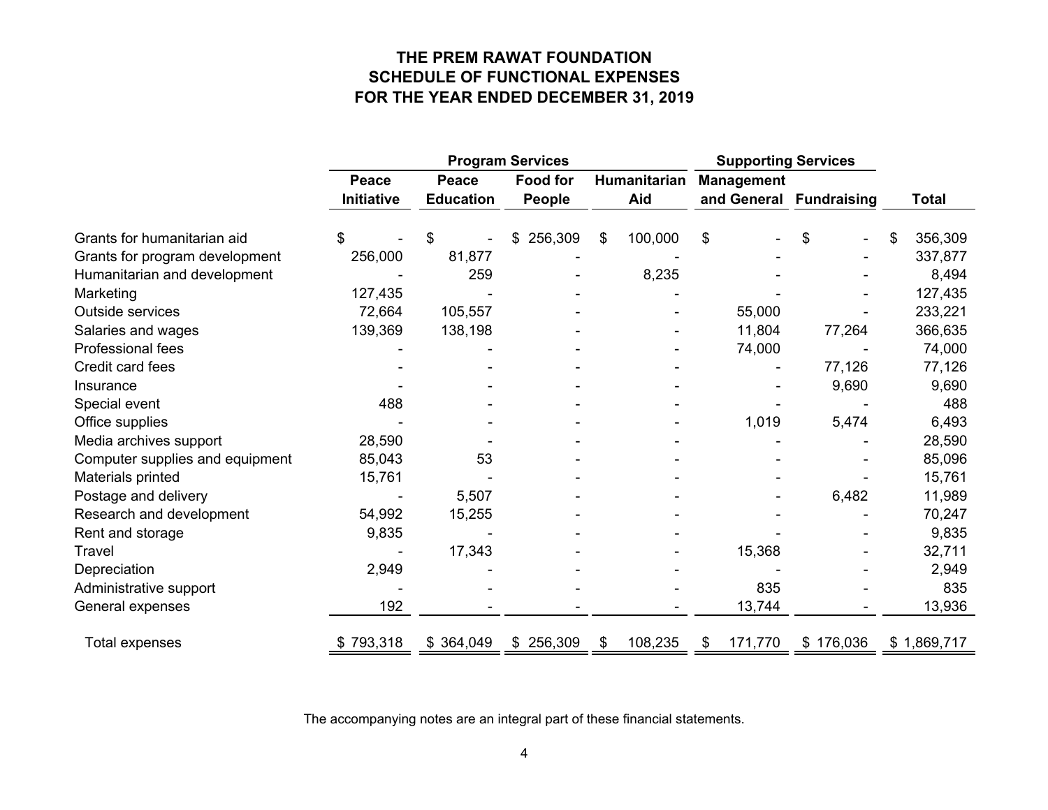# THE PREM RAWAT FOUNDATION
## SCHEDULE OF FUNCTIONAL EXPENSES
## FOR THE YEAR ENDED DECEMBER 31, 2019

| | Program Services | | | | Supporting Services | | |
|---|---|---|---|---|---|---|---|
| | Peace Initiative | Peace Education | Food for People | Humanitarian Aid | Management and General | Fundraising | Total |
| Grants for humanitarian aid | $ - | $ - | $ 256,309 | $ 100,000 | $ - | $ - | $ 356,309 |
| Grants for program development | 256,000 | 81,877 | - | - | - | - | 337,877 |
| Humanitarian and development | - | 259 | - | 8,235 | - | - | 8,494 |
| Marketing | 127,435 | - | - | - | - | - | 127,435 |
| Outside services | 72,664 | 105,557 | - | - | 55,000 | - | 233,221 |
| Salaries and wages | 139,369 | 138,198 | - | - | 11,804 | 77,264 | 366,635 |
| Professional fees | - | - | - | - | 74,000 | - | 74,000 |
| Credit card fees | - | - | - | - | - | 77,126 | 77,126 |
| Insurance | - | - | - | - | - | 9,690 | 9,690 |
| Special event | 488 | - | - | - | - | - | 488 |
| Office supplies | - | - | - | - | 1,019 | 5,474 | 6,493 |
| Media archives support | 28,590 | - | - | - | - | - | 28,590 |
| Computer supplies and equipment | 85,043 | 53 | - | - | - | - | 85,096 |
| Materials printed | 15,761 | - | - | - | - | - | 15,761 |
| Postage and delivery | - | 5,507 | - | - | - | 6,482 | 11,989 |
| Research and development | 54,992 | 15,255 | - | - | - | - | 70,247 |
| Rent and storage | 9,835 | - | - | - | - | - | 9,835 |
| Travel | - | 17,343 | - | - | 15,368 | - | 32,711 |
| Depreciation | 2,949 | - | - | - | - | - | 2,949 |
| Administrative support | - | - | - | - | 835 | - | 835 |
| General expenses | 192 | - | - | - | 13,744 | - | 13,936 |
| Total expenses | $ 793,318 | $ 364,049 | $ 256,309 | $ 108,235 | $ 171,770 | $ 176,036 | $ 1,869,717 |

The accompanying notes are an integral part of these financial statements.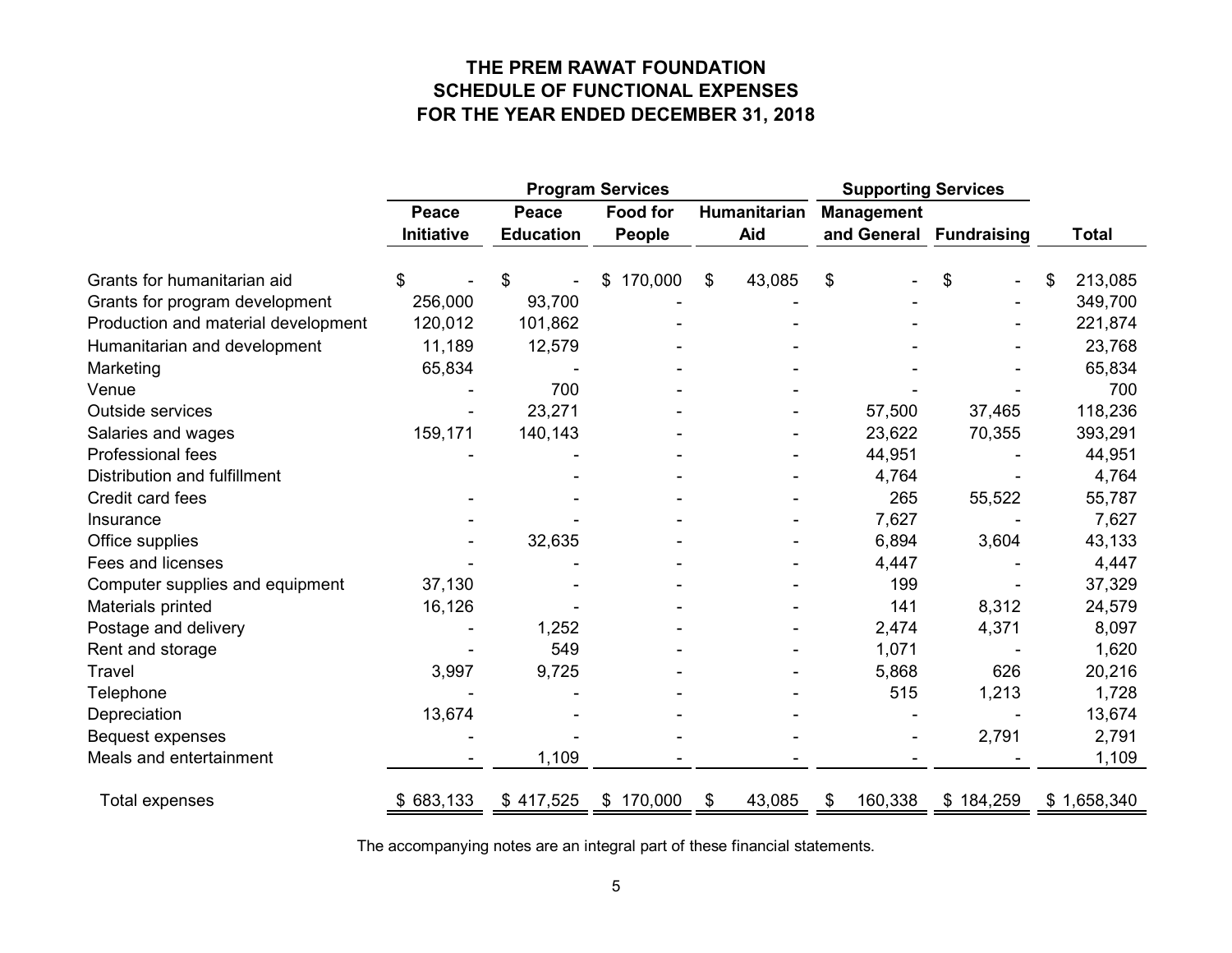# THE PREM RAWAT FOUNDATION
## SCHEDULE OF FUNCTIONAL EXPENSES
## FOR THE YEAR ENDED DECEMBER 31, 2018

| | Program Services | | | | Supporting Services | | |
|---|---|---|---|---|---|---|---|
| | Peace Initiative | Peace Education | Food for People | Humanitarian Aid | Management and General | Fundraising | Total |
| Grants for humanitarian aid | $ - | $ - | $ 170,000 | $ 43,085 | $ - | $ - | $ 213,085 |
| Grants for program development | 256,000 | 93,700 | - | - | - | - | 349,700 |
| Production and material development | 120,012 | 101,862 | - | - | - | - | 221,874 |
| Humanitarian and development | 11,189 | 12,579 | - | - | - | - | 23,768 |
| Marketing | 65,834 | - | - | - | - | - | 65,834 |
| Venue | - | 700 | - | - | - | - | 700 |
| Outside services | - | 23,271 | - | - | 57,500 | 37,465 | 118,236 |
| Salaries and wages | 159,171 | 140,143 | - | - | 23,622 | 70,355 | 393,291 |
| Professional fees | - | - | - | - | 44,951 | - | 44,951 |
| Distribution and fulfillment | | - | - | - | 4,764 | - | 4,764 |
| Credit card fees | - | - | - | - | 265 | 55,522 | 55,787 |
| Insurance | - | - | - | - | 7,627 | - | 7,627 |
| Office supplies | - | 32,635 | - | - | 6,894 | 3,604 | 43,133 |
| Fees and licenses | - | - | - | - | 4,447 | - | 4,447 |
| Computer supplies and equipment | 37,130 | - | - | - | 199 | - | 37,329 |
| Materials printed | 16,126 | - | - | - | 141 | 8,312 | 24,579 |
| Postage and delivery | - | 1,252 | - | - | 2,474 | 4,371 | 8,097 |
| Rent and storage | - | 549 | - | - | 1,071 | - | 1,620 |
| Travel | 3,997 | 9,725 | - | - | 5,868 | 626 | 20,216 |
| Telephone | - | - | - | - | 515 | 1,213 | 1,728 |
| Depreciation | 13,674 | - | - | - | - | - | 13,674 |
| Bequest expenses | - | - | - | - | - | 2,791 | 2,791 |
| Meals and entertainment | - | 1,109 | - | - | - | - | 1,109 |
| Total expenses | $ 683,133 | $ 417,525 | $ 170,000 | $ 43,085 | $ 160,338 | $ 184,259 | $ 1,658,340 |

The accompanying notes are an integral part of these financial statements.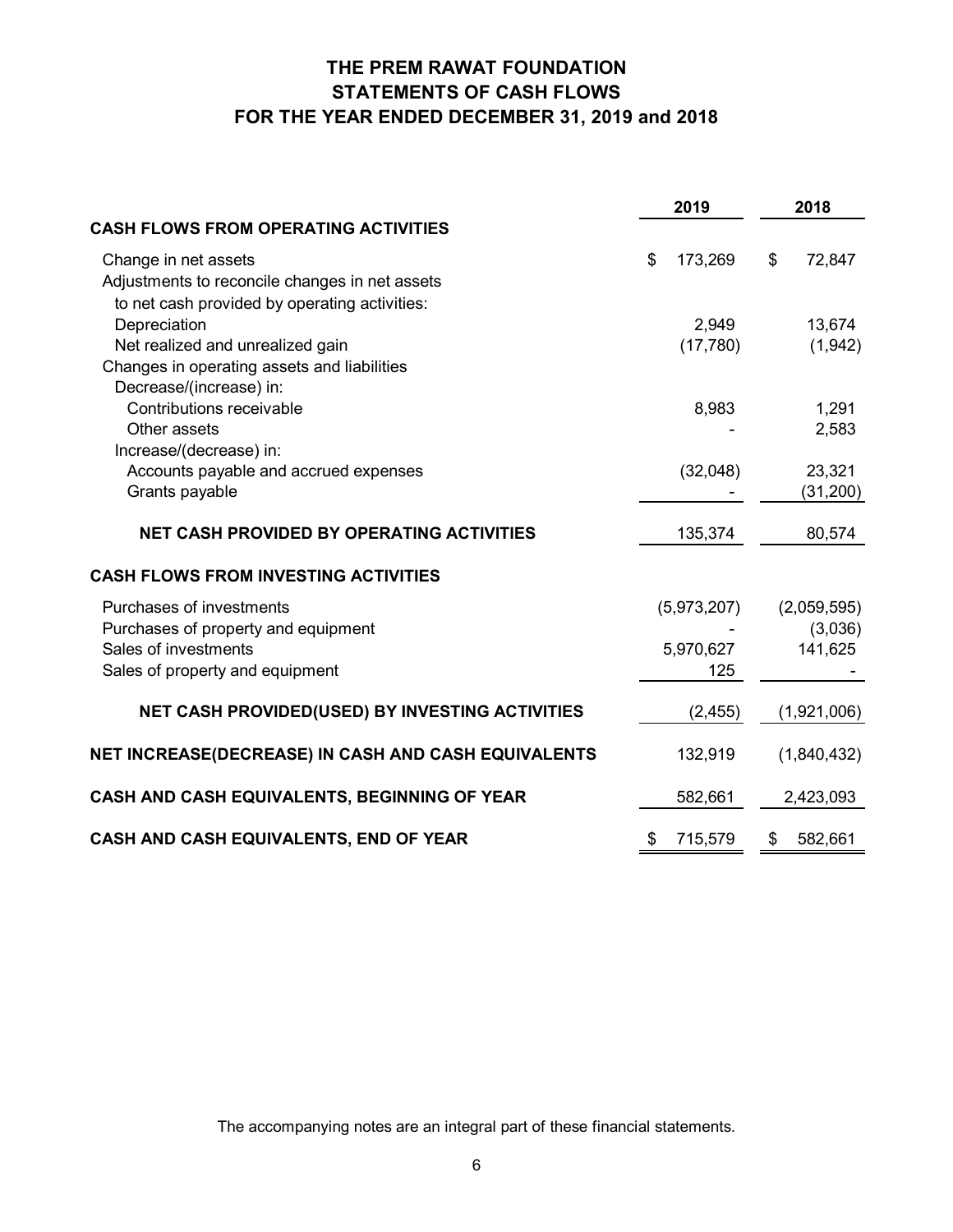# THE PREM RAWAT FOUNDATION
## STATEMENTS OF CASH FLOWS
## FOR THE YEAR ENDED DECEMBER 31, 2019 and 2018

| | 2019 | 2018 |
|---|---|---|
| **CASH FLOWS FROM OPERATING ACTIVITIES** | | |
| Change in net assets | $ 173,269 | $ 72,847 |
| Adjustments to reconcile changes in net assets to net cash provided by operating activities: | | |
| Depreciation | 2,949 | 13,674 |
| Net realized and unrealized gain | (17,780) | (1,942) |
| Changes in operating assets and liabilities | | |
| Decrease/(increase) in: | | |
| Contributions receivable | 8,983 | 1,291 |
| Other assets | - | 2,583 |
| Increase/(decrease) in: | | |
| Accounts payable and accrued expenses | (32,048) | 23,321 |
| Grants payable | - | (31,200) |
| **NET CASH PROVIDED BY OPERATING ACTIVITIES** | 135,374 | 80,574 |
| **CASH FLOWS FROM INVESTING ACTIVITIES** | | |
| Purchases of investments | (5,973,207) | (2,059,595) |
| Purchases of property and equipment | - | (3,036) |
| Sales of investments | 5,970,627 | 141,625 |
| Sales of property and equipment | 125 | - |
| **NET CASH PROVIDED(USED) BY INVESTING ACTIVITIES** | (2,455) | (1,921,006) |
| **NET INCREASE(DECREASE) IN CASH AND CASH EQUIVALENTS** | 132,919 | (1,840,432) |
| **CASH AND CASH EQUIVALENTS, BEGINNING OF YEAR** | 582,661 | 2,423,093 |
| **CASH AND CASH EQUIVALENTS, END OF YEAR** | $ 715,579 | $ 582,661 |

The accompanying notes are an integral part of these financial statements.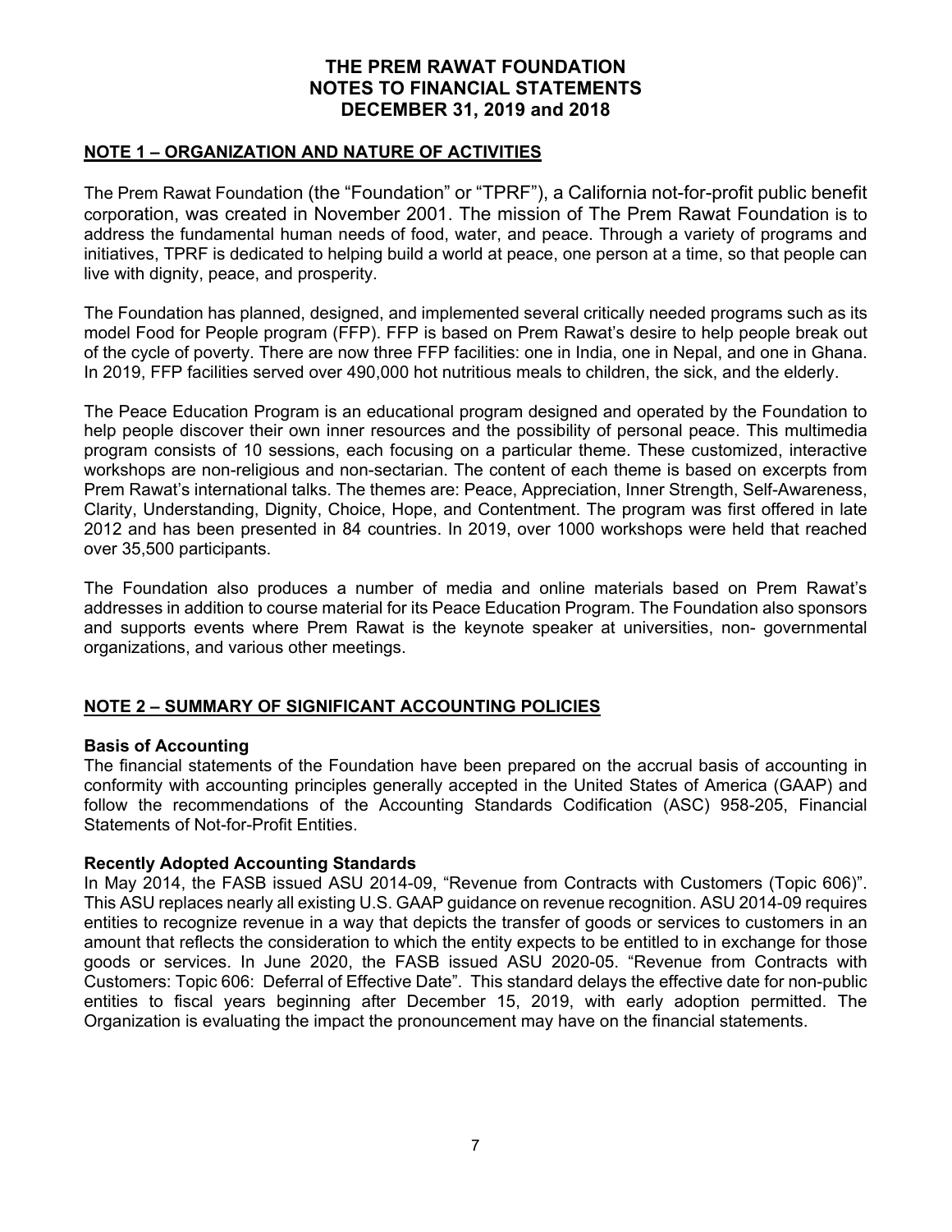# THE PREM RAWAT FOUNDATION
# NOTES TO FINANCIAL STATEMENTS
# DECEMBER 31, 2019 and 2018

## NOTE 1 – ORGANIZATION AND NATURE OF ACTIVITIES

The Prem Rawat Foundation (the "Foundation" or "TPRF"), a California not-for-profit public benefit corporation, was created in November 2001. The mission of The Prem Rawat Foundation is to address the fundamental human needs of food, water, and peace. Through a variety of programs and initiatives, TPRF is dedicated to helping build a world at peace, one person at a time, so that people can live with dignity, peace, and prosperity.

The Foundation has planned, designed, and implemented several critically needed programs such as its model Food for People program (FFP). FFP is based on Prem Rawat's desire to help people break out of the cycle of poverty. There are now three FFP facilities: one in India, one in Nepal, and one in Ghana. In 2019, FFP facilities served over 490,000 hot nutritious meals to children, the sick, and the elderly.

The Peace Education Program is an educational program designed and operated by the Foundation to help people discover their own inner resources and the possibility of personal peace. This multimedia program consists of 10 sessions, each focusing on a particular theme. These customized, interactive workshops are non-religious and non-sectarian. The content of each theme is based on excerpts from Prem Rawat's international talks. The themes are: Peace, Appreciation, Inner Strength, Self-Awareness, Clarity, Understanding, Dignity, Choice, Hope, and Contentment. The program was first offered in late 2012 and has been presented in 84 countries. In 2019, over 1000 workshops were held that reached over 35,500 participants.

The Foundation also produces a number of media and online materials based on Prem Rawat's addresses in addition to course material for its Peace Education Program. The Foundation also sponsors and supports events where Prem Rawat is the keynote speaker at universities, non- governmental organizations, and various other meetings.

## NOTE 2 – SUMMARY OF SIGNIFICANT ACCOUNTING POLICIES

### Basis of Accounting

The financial statements of the Foundation have been prepared on the accrual basis of accounting in conformity with accounting principles generally accepted in the United States of America (GAAP) and follow the recommendations of the Accounting Standards Codification (ASC) 958-205, Financial Statements of Not-for-Profit Entities.

### Recently Adopted Accounting Standards

In May 2014, the FASB issued ASU 2014-09, "Revenue from Contracts with Customers (Topic 606)". This ASU replaces nearly all existing U.S. GAAP guidance on revenue recognition. ASU 2014-09 requires entities to recognize revenue in a way that depicts the transfer of goods or services to customers in an amount that reflects the consideration to which the entity expects to be entitled to in exchange for those goods or services. In June 2020, the FASB issued ASU 2020-05. "Revenue from Contracts with Customers: Topic 606: Deferral of Effective Date". This standard delays the effective date for non-public entities to fiscal years beginning after December 15, 2019, with early adoption permitted. The Organization is evaluating the impact the pronouncement may have on the financial statements.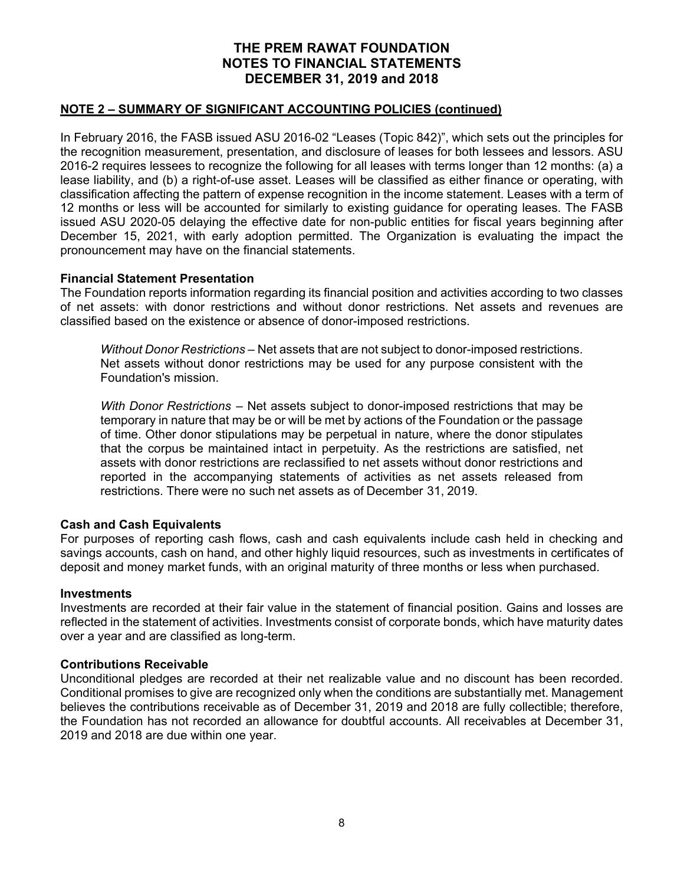## NOTE 2 – SUMMARY OF SIGNIFICANT ACCOUNTING POLICIES (continued)

In February 2016, the FASB issued ASU 2016-02 "Leases (Topic 842)", which sets out the principles for the recognition measurement, presentation, and disclosure of leases for both lessees and lessors. ASU 2016-2 requires lessees to recognize the following for all leases with terms longer than 12 months: (a) a lease liability, and (b) a right-of-use asset. Leases will be classified as either finance or operating, with classification affecting the pattern of expense recognition in the income statement. Leases with a term of 12 months or less will be accounted for similarly to existing guidance for operating leases. The FASB issued ASU 2020-05 delaying the effective date for non-public entities for fiscal years beginning after December 15, 2021, with early adoption permitted. The Organization is evaluating the impact the pronouncement may have on the financial statements.

### Financial Statement Presentation

The Foundation reports information regarding its financial position and activities according to two classes of net assets: with donor restrictions and without donor restrictions. Net assets and revenues are classified based on the existence or absence of donor-imposed restrictions.

> *Without Donor Restrictions* – Net assets that are not subject to donor-imposed restrictions. Net assets without donor restrictions may be used for any purpose consistent with the Foundation's mission.
>
> *With Donor Restrictions* – Net assets subject to donor-imposed restrictions that may be temporary in nature that may be or will be met by actions of the Foundation or the passage of time. Other donor stipulations may be perpetual in nature, where the donor stipulates that the corpus be maintained intact in perpetuity. As the restrictions are satisfied, net assets with donor restrictions are reclassified to net assets without donor restrictions and reported in the accompanying statements of activities as net assets released from restrictions. There were no such net assets as of December 31, 2019.

### Cash and Cash Equivalents

For purposes of reporting cash flows, cash and cash equivalents include cash held in checking and savings accounts, cash on hand, and other highly liquid resources, such as investments in certificates of deposit and money market funds, with an original maturity of three months or less when purchased.

### Investments

Investments are recorded at their fair value in the statement of financial position. Gains and losses are reflected in the statement of activities. Investments consist of corporate bonds, which have maturity dates over a year and are classified as long-term.

### Contributions Receivable

Unconditional pledges are recorded at their net realizable value and no discount has been recorded. Conditional promises to give are recognized only when the conditions are substantially met. Management believes the contributions receivable as of December 31, 2019 and 2018 are fully collectible; therefore, the Foundation has not recorded an allowance for doubtful accounts. All receivables at December 31, 2019 and 2018 are due within one year.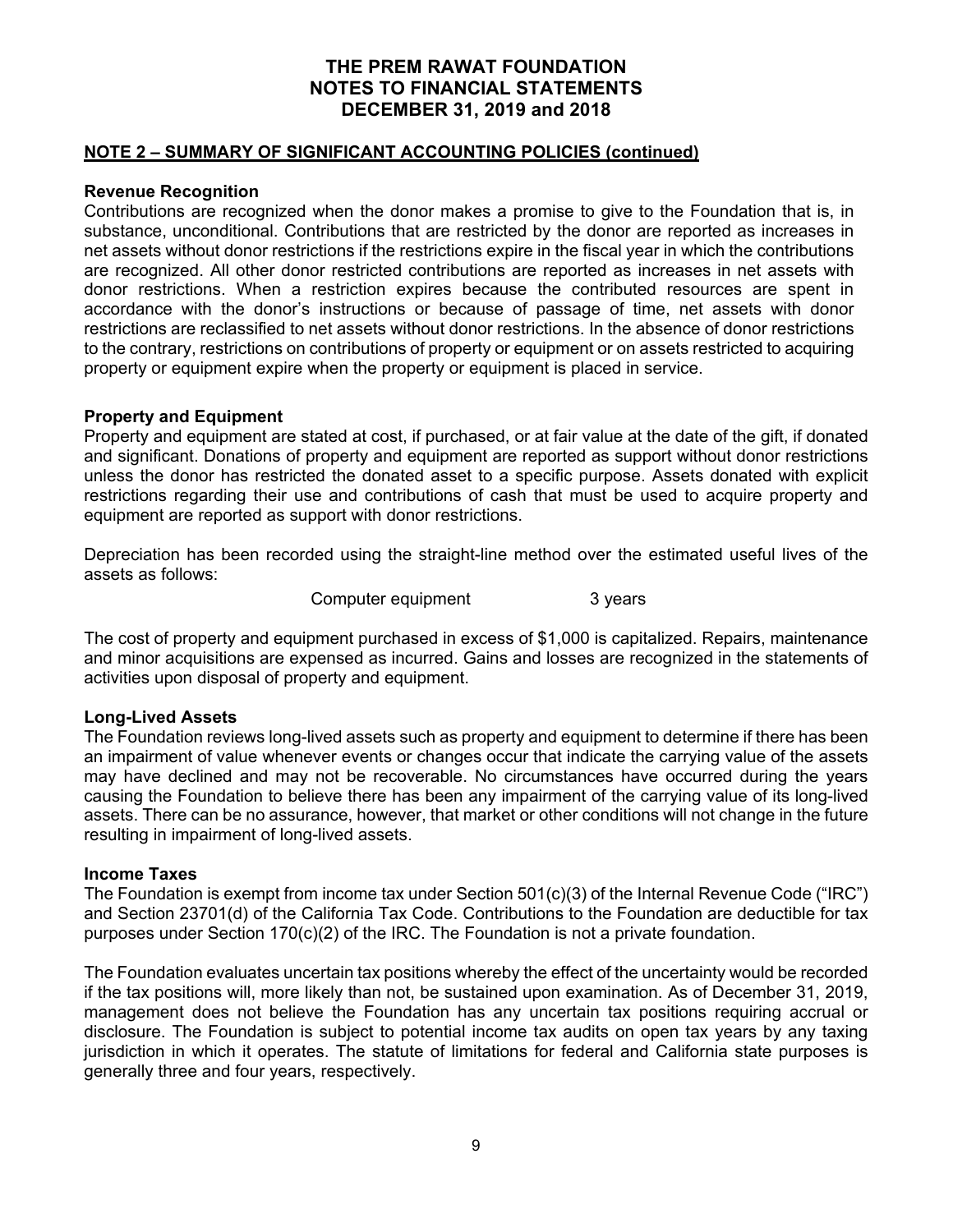# THE PREM RAWAT FOUNDATION
# NOTES TO FINANCIAL STATEMENTS
# DECEMBER 31, 2019 and 2018

## NOTE 2 – SUMMARY OF SIGNIFICANT ACCOUNTING POLICIES (continued)

### Revenue Recognition

Contributions are recognized when the donor makes a promise to give to the Foundation that is, in substance, unconditional. Contributions that are restricted by the donor are reported as increases in net assets without donor restrictions if the restrictions expire in the fiscal year in which the contributions are recognized. All other donor restricted contributions are reported as increases in net assets with donor restrictions. When a restriction expires because the contributed resources are spent in accordance with the donor's instructions or because of passage of time, net assets with donor restrictions are reclassified to net assets without donor restrictions. In the absence of donor restrictions to the contrary, restrictions on contributions of property or equipment or on assets restricted to acquiring property or equipment expire when the property or equipment is placed in service.

### Property and Equipment

Property and equipment are stated at cost, if purchased, or at fair value at the date of the gift, if donated and significant. Donations of property and equipment are reported as support without donor restrictions unless the donor has restricted the donated asset to a specific purpose. Assets donated with explicit restrictions regarding their use and contributions of cash that must be used to acquire property and equipment are reported as support with donor restrictions.

Depreciation has been recorded using the straight-line method over the estimated useful lives of the assets as follows:

| | |
|---|---|
| Computer equipment | 3 years |

The cost of property and equipment purchased in excess of $1,000 is capitalized. Repairs, maintenance and minor acquisitions are expensed as incurred. Gains and losses are recognized in the statements of activities upon disposal of property and equipment.

### Long-Lived Assets

The Foundation reviews long-lived assets such as property and equipment to determine if there has been an impairment of value whenever events or changes occur that indicate the carrying value of the assets may have declined and may not be recoverable. No circumstances have occurred during the years causing the Foundation to believe there has been any impairment of the carrying value of its long-lived assets. There can be no assurance, however, that market or other conditions will not change in the future resulting in impairment of long-lived assets.

### Income Taxes

The Foundation is exempt from income tax under Section 501(c)(3) of the Internal Revenue Code ("IRC") and Section 23701(d) of the California Tax Code. Contributions to the Foundation are deductible for tax purposes under Section 170(c)(2) of the IRC. The Foundation is not a private foundation.

The Foundation evaluates uncertain tax positions whereby the effect of the uncertainty would be recorded if the tax positions will, more likely than not, be sustained upon examination. As of December 31, 2019, management does not believe the Foundation has any uncertain tax positions requiring accrual or disclosure. The Foundation is subject to potential income tax audits on open tax years by any taxing jurisdiction in which it operates. The statute of limitations for federal and California state purposes is generally three and four years, respectively.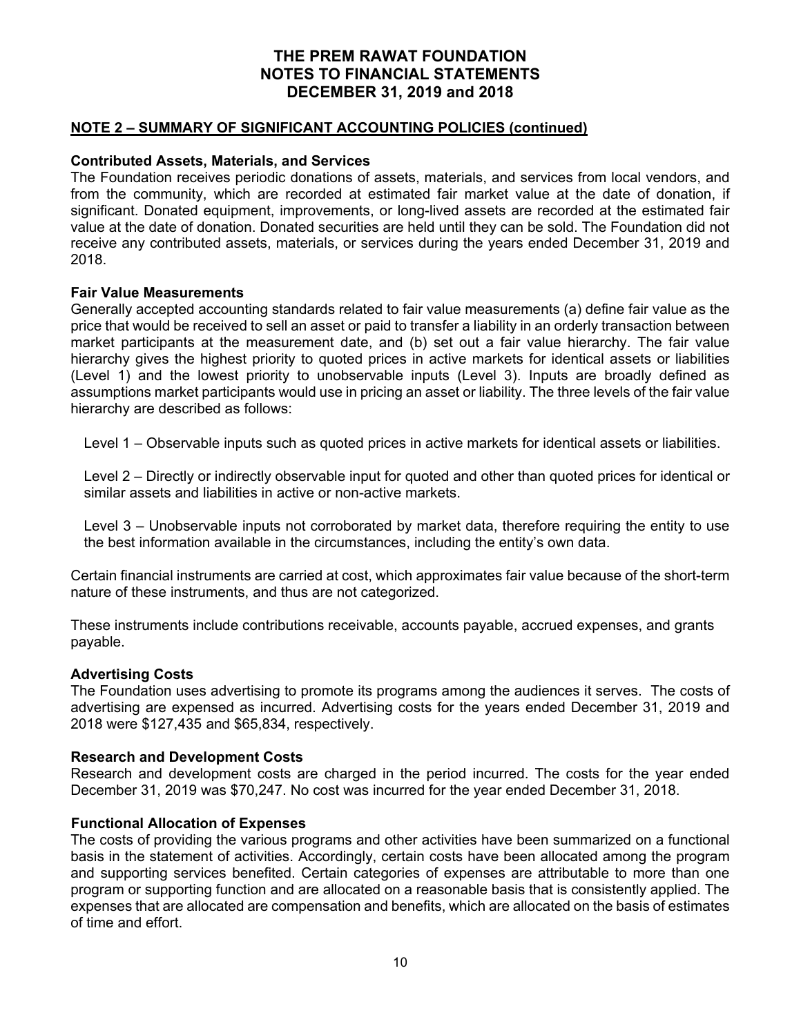**NOTE 2 – SUMMARY OF SIGNIFICANT ACCOUNTING POLICIES (continued)**

**Contributed Assets, Materials, and Services**
The Foundation receives periodic donations of assets, materials, and services from local vendors, and from the community, which are recorded at estimated fair market value at the date of donation, if significant. Donated equipment, improvements, or long-lived assets are recorded at the estimated fair value at the date of donation. Donated securities are held until they can be sold. The Foundation did not receive any contributed assets, materials, or services during the years ended December 31, 2019 and 2018.

**Fair Value Measurements**
Generally accepted accounting standards related to fair value measurements (a) define fair value as the price that would be received to sell an asset or paid to transfer a liability in an orderly transaction between market participants at the measurement date, and (b) set out a fair value hierarchy. The fair value hierarchy gives the highest priority to quoted prices in active markets for identical assets or liabilities (Level 1) and the lowest priority to unobservable inputs (Level 3). Inputs are broadly defined as assumptions market participants would use in pricing an asset or liability. The three levels of the fair value hierarchy are described as follows:

Level 1 – Observable inputs such as quoted prices in active markets for identical assets or liabilities.

Level 2 – Directly or indirectly observable input for quoted and other than quoted prices for identical or similar assets and liabilities in active or non-active markets.

Level 3 – Unobservable inputs not corroborated by market data, therefore requiring the entity to use the best information available in the circumstances, including the entity's own data.

Certain financial instruments are carried at cost, which approximates fair value because of the short-term nature of these instruments, and thus are not categorized.

These instruments include contributions receivable, accounts payable, accrued expenses, and grants payable.

**Advertising Costs**
The Foundation uses advertising to promote its programs among the audiences it serves. The costs of advertising are expensed as incurred. Advertising costs for the years ended December 31, 2019 and 2018 were $127,435 and $65,834, respectively.

**Research and Development Costs**
Research and development costs are charged in the period incurred. The costs for the year ended December 31, 2019 was $70,247. No cost was incurred for the year ended December 31, 2018.

**Functional Allocation of Expenses**
The costs of providing the various programs and other activities have been summarized on a functional basis in the statement of activities. Accordingly, certain costs have been allocated among the program and supporting services benefited. Certain categories of expenses are attributable to more than one program or supporting function and are allocated on a reasonable basis that is consistently applied. The expenses that are allocated are compensation and benefits, which are allocated on the basis of estimates of time and effort.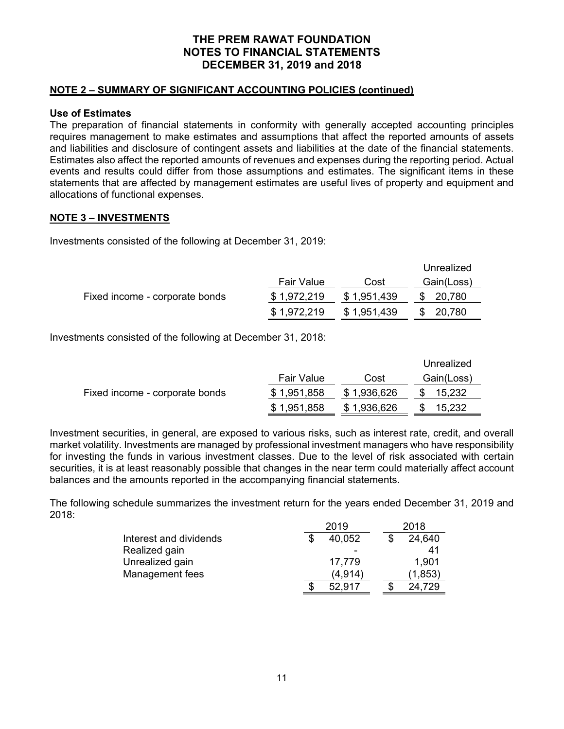# THE PREM RAWAT FOUNDATION
# NOTES TO FINANCIAL STATEMENTS
# DECEMBER 31, 2019 and 2018

## NOTE 2 – SUMMARY OF SIGNIFICANT ACCOUNTING POLICIES (continued)

**Use of Estimates**

The preparation of financial statements in conformity with generally accepted accounting principles requires management to make estimates and assumptions that affect the reported amounts of assets and liabilities and disclosure of contingent assets and liabilities at the date of the financial statements. Estimates also affect the reported amounts of revenues and expenses during the reporting period. Actual events and results could differ from those assumptions and estimates. The significant items in these statements that are affected by management estimates are useful lives of property and equipment and allocations of functional expenses.

## NOTE 3 – INVESTMENTS

Investments consisted of the following at December 31, 2019:

| | Fair Value | Cost | Unrealized Gain(Loss) |
|---|---|---|---|
| Fixed income - corporate bonds | $ 1,972,219 | $ 1,951,439 | $ 20,780 |
| | $ 1,972,219 | $ 1,951,439 | $ 20,780 |

Investments consisted of the following at December 31, 2018:

| | Fair Value | Cost | Unrealized Gain(Loss) |
|---|---|---|---|
| Fixed income - corporate bonds | $ 1,951,858 | $ 1,936,626 | $ 15,232 |
| | $ 1,951,858 | $ 1,936,626 | $ 15,232 |

Investment securities, in general, are exposed to various risks, such as interest rate, credit, and overall market volatility. Investments are managed by professional investment managers who have responsibility for investing the funds in various investment classes. Due to the level of risk associated with certain securities, it is at least reasonably possible that changes in the near term could materially affect account balances and the amounts reported in the accompanying financial statements.

The following schedule summarizes the investment return for the years ended December 31, 2019 and 2018:

| | 2019 | 2018 |
|---|---|---|
| Interest and dividends | $ 40,052 | $ 24,640 |
| Realized gain | - | 41 |
| Unrealized gain | 17,779 | 1,901 |
| Management fees | (4,914) | (1,853) |
| | $ 52,917 | $ 24,729 |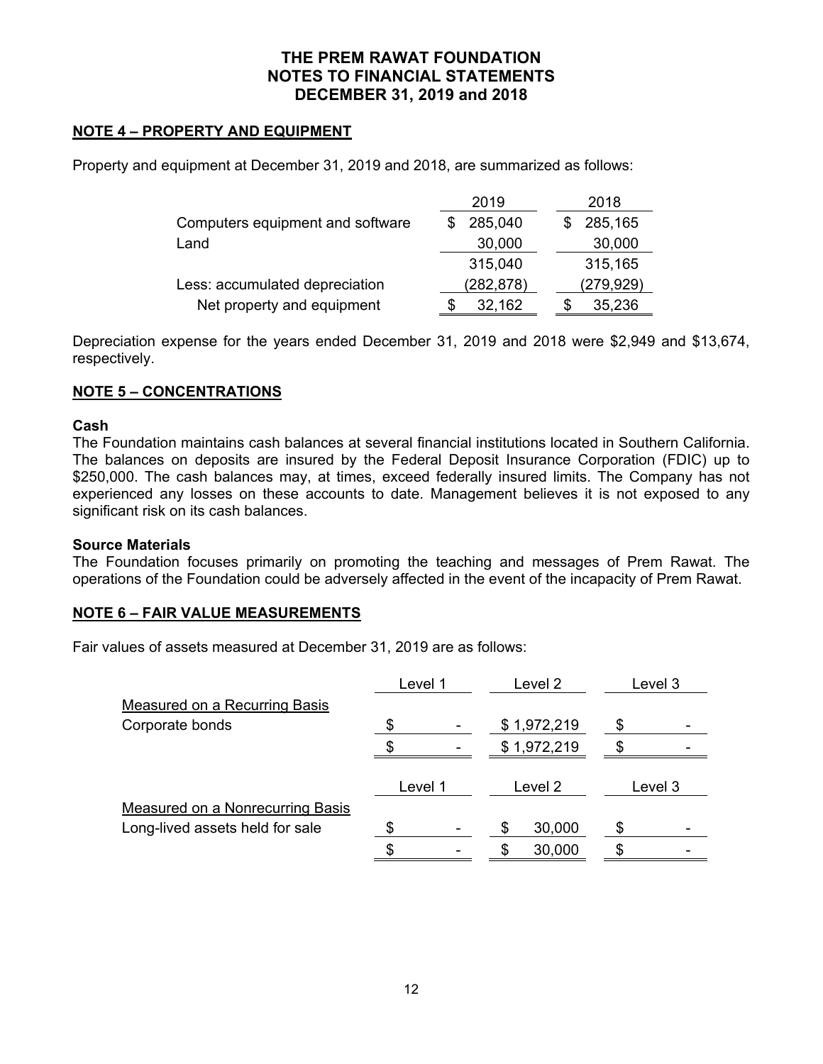# THE PREM RAWAT FOUNDATION
# NOTES TO FINANCIAL STATEMENTS
# DECEMBER 31, 2019 and 2018

## NOTE 4 – PROPERTY AND EQUIPMENT

Property and equipment at December 31, 2019 and 2018, are summarized as follows:

| | 2019 | 2018 |
|---|---|---|
| Computers equipment and software | $ 285,040 | $ 285,165 |
| Land | 30,000 | 30,000 |
| | 315,040 | 315,165 |
| Less: accumulated depreciation | (282,878) | (279,929) |
| Net property and equipment | $ 32,162 | $ 35,236 |

Depreciation expense for the years ended December 31, 2019 and 2018 were $2,949 and $13,674, respectively.

## NOTE 5 – CONCENTRATIONS

**Cash**

The Foundation maintains cash balances at several financial institutions located in Southern California. The balances on deposits are insured by the Federal Deposit Insurance Corporation (FDIC) up to $250,000. The cash balances may, at times, exceed federally insured limits. The Company has not experienced any losses on these accounts to date. Management believes it is not exposed to any significant risk on its cash balances.

**Source Materials**

The Foundation focuses primarily on promoting the teaching and messages of Prem Rawat. The operations of the Foundation could be adversely affected in the event of the incapacity of Prem Rawat.

## NOTE 6 – FAIR VALUE MEASUREMENTS

Fair values of assets measured at December 31, 2019 are as follows:

| | Level 1 | Level 2 | Level 3 |
|---|---|---|---|
| Measured on a Recurring Basis | | | |
| Corporate bonds | $ - | $ 1,972,219 | $ - |
| | $ - | $ 1,972,219 | $ - |

| | Level 1 | Level 2 | Level 3 |
|---|---|---|---|
| Measured on a Nonrecurring Basis | | | |
| Long-lived assets held for sale | $ - | $ 30,000 | $ - |
| | $ - | $ 30,000 | $ - |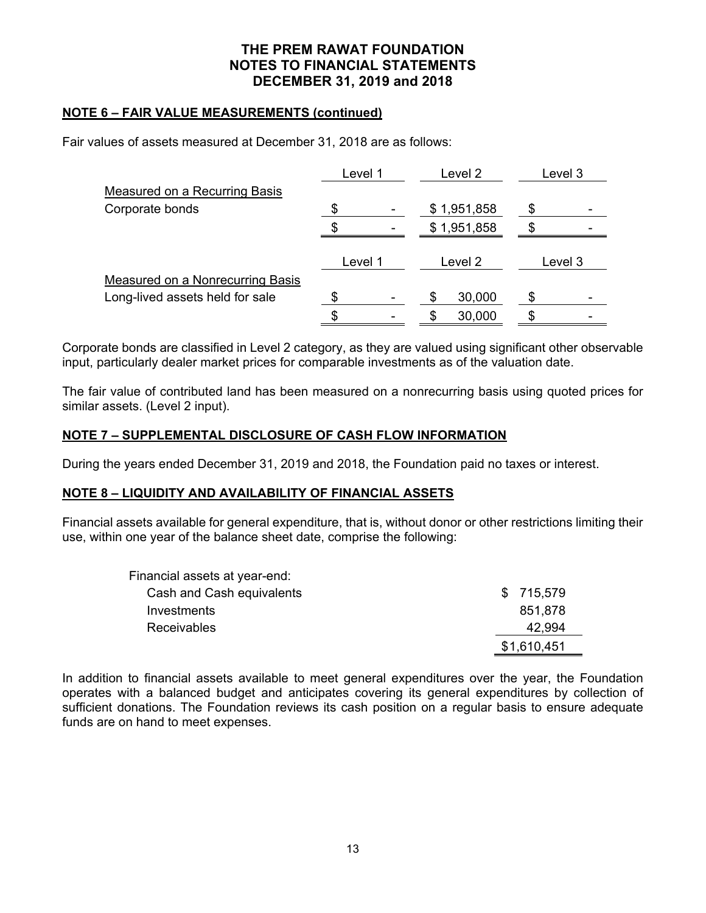## NOTE 6 – FAIR VALUE MEASUREMENTS (continued)

Fair values of assets measured at December 31, 2018 are as follows:

| | Level 1 | Level 2 | Level 3 |
|---|---|---|---|
| Measured on a Recurring Basis | | | |
| Corporate bonds | $ - | $ 1,951,858 | $ - |
| | $ - | $ 1,951,858 | $ - |

| | Level 1 | Level 2 | Level 3 |
|---|---|---|---|
| Measured on a Nonrecurring Basis | | | |
| Long-lived assets held for sale | $ - | $ 30,000 | $ - |
| | $ - | $ 30,000 | $ - |

Corporate bonds are classified in Level 2 category, as they are valued using significant other observable input, particularly dealer market prices for comparable investments as of the valuation date.

The fair value of contributed land has been measured on a nonrecurring basis using quoted prices for similar assets. (Level 2 input).

## NOTE 7 – SUPPLEMENTAL DISCLOSURE OF CASH FLOW INFORMATION

During the years ended December 31, 2019 and 2018, the Foundation paid no taxes or interest.

## NOTE 8 – LIQUIDITY AND AVAILABILITY OF FINANCIAL ASSETS

Financial assets available for general expenditure, that is, without donor or other restrictions limiting their use, within one year of the balance sheet date, comprise the following:

| Financial assets at year-end: | |
|---|---|
| Cash and Cash equivalents | $ 715,579 |
| Investments | 851,878 |
| Receivables | 42,994 |
| | $1,610,451 |

In addition to financial assets available to meet general expenditures over the year, the Foundation operates with a balanced budget and anticipates covering its general expenditures by collection of sufficient donations. The Foundation reviews its cash position on a regular basis to ensure adequate funds are on hand to meet expenses.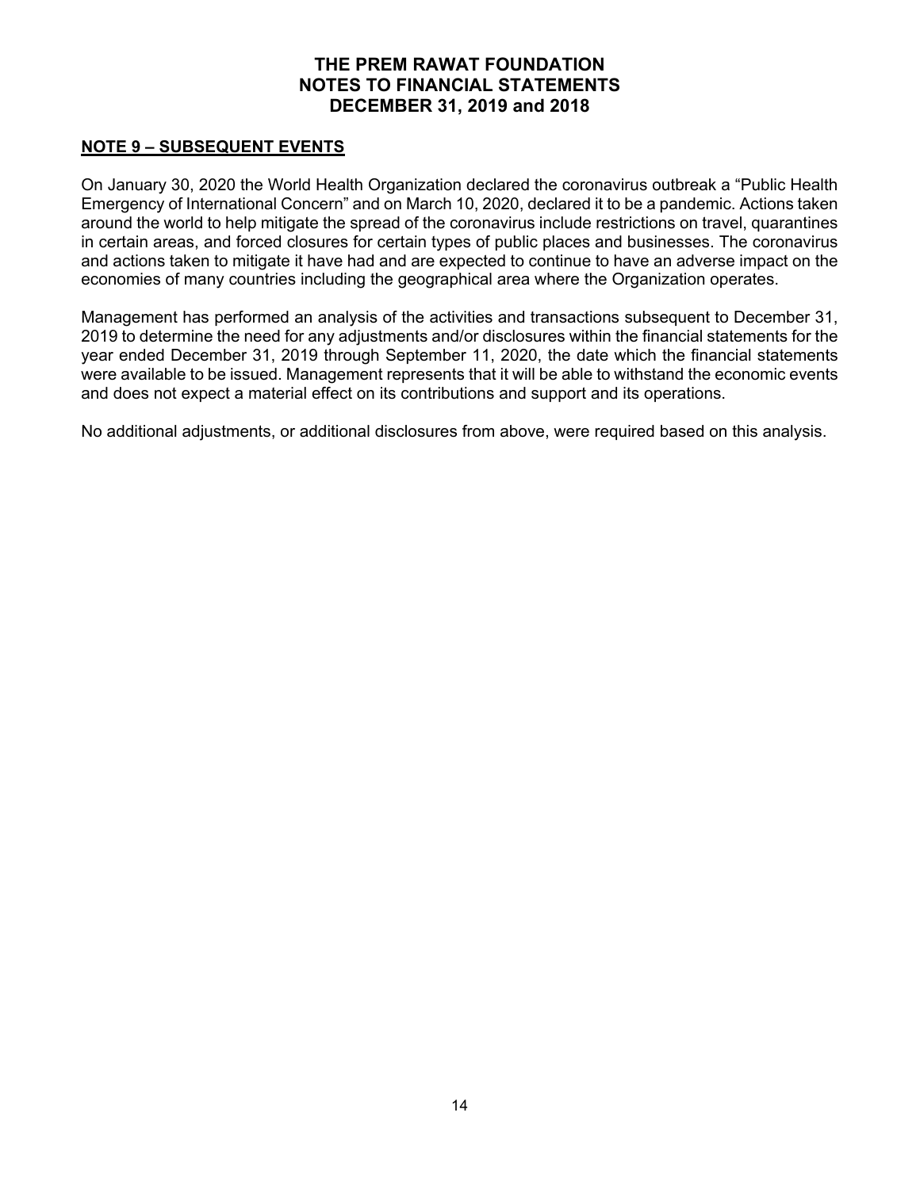# THE PREM RAWAT FOUNDATION
## NOTES TO FINANCIAL STATEMENTS
## DECEMBER 31, 2019 and 2018

**NOTE 9 – SUBSEQUENT EVENTS**

On January 30, 2020 the World Health Organization declared the coronavirus outbreak a "Public Health Emergency of International Concern" and on March 10, 2020, declared it to be a pandemic. Actions taken around the world to help mitigate the spread of the coronavirus include restrictions on travel, quarantines in certain areas, and forced closures for certain types of public places and businesses. The coronavirus and actions taken to mitigate it have had and are expected to continue to have an adverse impact on the economies of many countries including the geographical area where the Organization operates.

Management has performed an analysis of the activities and transactions subsequent to December 31, 2019 to determine the need for any adjustments and/or disclosures within the financial statements for the year ended December 31, 2019 through September 11, 2020, the date which the financial statements were available to be issued. Management represents that it will be able to withstand the economic events and does not expect a material effect on its contributions and support and its operations.

No additional adjustments, or additional disclosures from above, were required based on this analysis.